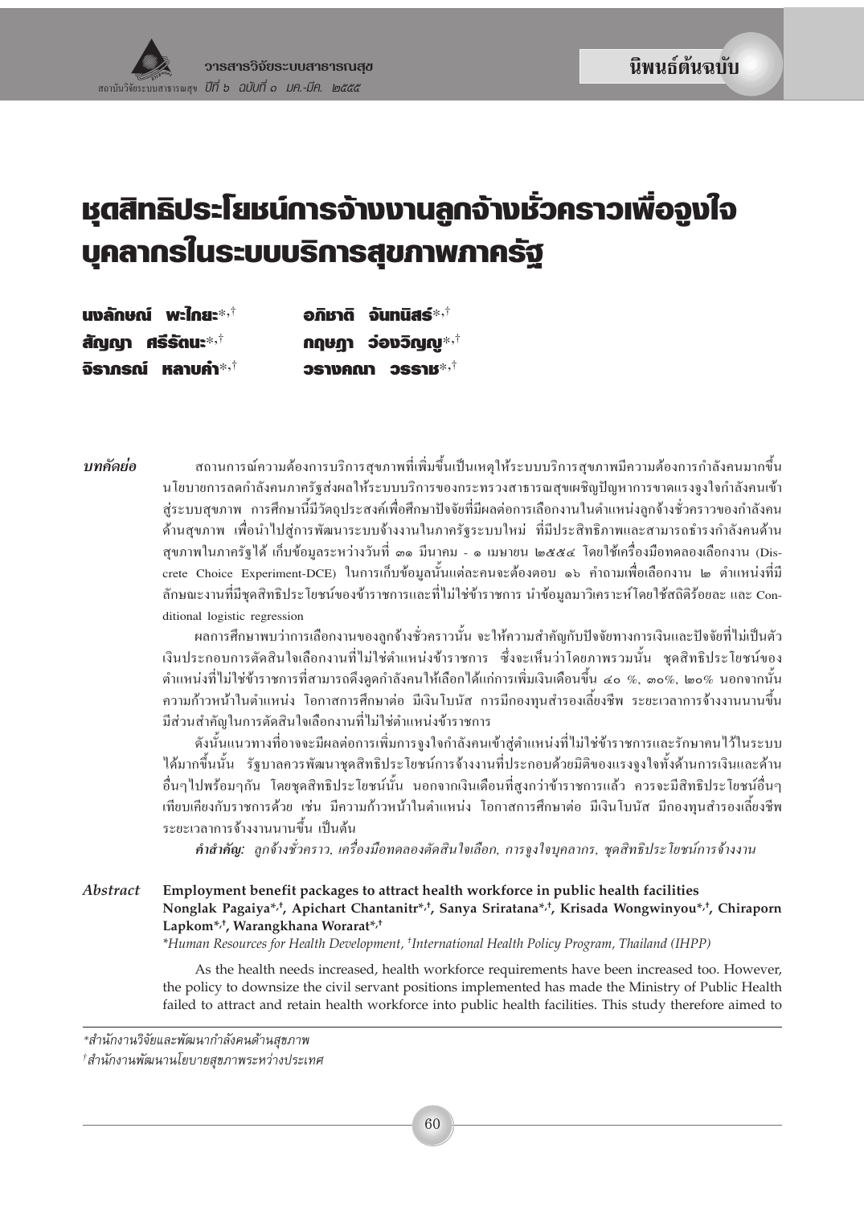นิพนธ์ต้นฉบับ

# ชุดสิทธิประโยชน์การจ้างงานลูกจ้างชั่วคราวเพื่อจูงใจบุคลากรในระบบบริการสุขภาพภาครัฐ

**นงลักษณ์ พะไกยะ**[*,†] **อภิชาติ จันทนิสร์**[*,†]
**สัญญา ศรีรัตนะ**[*,†] **กฤษฎา ว่องวิญญู**[*,†]
**จิราภรณ์ หลาบคำ**[*,†] **วรางคณา วรราช**[*,†]

***บทคัดย่อ*** สถานการณ์ความต้องการบริการสุขภาพที่เพิ่มขึ้นเป็นเหตุให้ระบบบริการสุขภาพมีความต้องการกำลังคนมากขึ้น นโยบายการลดกำลังคนภาครัฐส่งผลให้ระบบบริการของกระทรวงสาธารณสุขเผชิญปัญหาการขาดแรงจูงใจกำลังคนเข้าสู่ระบบสุขภาพ การศึกษานี้มีวัตถุประสงค์เพื่อศึกษาปัจจัยที่มีผลต่อการเลือกงานในตำแหน่งลูกจ้างชั่วคราวของกำลังคนด้านสุขภาพ เพื่อนำไปสู่การพัฒนาระบบจ้างงานในภาครัฐระบบใหม่ ที่มีประสิทธิภาพและสามารถธำรงกำลังคนด้านสุขภาพในภาครัฐได้ เก็บข้อมูลระหว่างวันที่ ๓๑ มีนาคม - ๑ เมษายน ๒๕๕๔ โดยใช้เครื่องมือทดลองเลือกงาน (Discrete Choice Experiment-DCE) ในการเก็บข้อมูลนั้นแต่ละคนจะต้องตอบ ๑๖ คำถามเพื่อเลือกงาน ๒ ตำแหน่งที่มีลักษณะงานที่มีชุดสิทธิประโยชน์ของข้าราชการและที่ไม่ใช่ข้าราชการ นำข้อมูลมาวิเคราะห์โดยใช้สถิติร้อยละ และ Conditional logistic regression

ผลการศึกษาพบว่าการเลือกงานของลูกจ้างชั่วคราวนั้น จะให้ความสำคัญกับปัจจัยทางการเงินและปัจจัยที่ไม่เป็นตัวเงินประกอบการตัดสินใจเลือกงานที่ไม่ใช่ตำแหน่งข้าราชการ ซึ่งจะเห็นว่าโดยภาพรวมนั้น ชุดสิทธิประโยชน์ของตำแหน่งที่ไม่ใช่ข้าราชการที่สามารถดึงดูดกำลังคนให้เลือกได้แก่การเพิ่มเงินเดือนขึ้น ๔๐ %, ๓๐%, ๒๐% นอกจากนั้นความก้าวหน้าในตำแหน่ง โอกาสการศึกษาต่อ มีเงินโบนัส การมีกองทุนสำรองเลี้ยงชีพ ระยะเวลาการจ้างงานนานขึ้นมีส่วนสำคัญในการตัดสินใจเลือกงานที่ไม่ใช่ตำแหน่งข้าราชการ

ดังนั้นแนวทางที่อาจจะมีผลต่อการเพิ่มการจูงใจกำลังคนเข้าสู่ตำแหน่งที่ไม่ใช่ข้าราชการและรักษาคนไว้ในระบบได้มากขึ้นนั้น รัฐบาลควรพัฒนาชุดสิทธิประโยชน์การจ้างงานที่ประกอบด้วยมิติของแรงจูงใจทั้งด้านการเงินและด้านอื่นๆไปพร้อมๆกัน โดยชุดสิทธิประโยชน์นั้น นอกจากเงินเดือนที่สูงกว่าข้าราชการแล้ว ควรจะมีสิทธิประโยชน์อื่นๆเทียบเคียงกับราชการด้วย เช่น มีความก้าวหน้าในตำแหน่ง โอกาสการศึกษาต่อ มีเงินโบนัส มีกองทุนสำรองเลี้ยงชีพ ระยะเวลาการจ้างงานนานขึ้น เป็นต้น

***คำสำคัญ:*** *ลูกจ้างชั่วคราว, เครื่องมือทดลองตัดสินใจเลือก, การจูงใจบุคลากร, ชุดสิทธิประโยชน์การจ้างงาน*

***Abstract*** **Employment benefit packages to attract health workforce in public health facilities**
**Nonglak Pagaiya*,†, Apichart Chantanitr*,†, Sanya Sriratana*,†, Krisada Wongwinyou*,†, Chiraporn Lapkom*,†, Warangkhana Worarat*,†**
*\*Human Resources for Health Development, †International Health Policy Program, Thailand (IHPP)*

As the health needs increased, health workforce requirements have been increased too. However, the policy to downsize the civil servant positions implemented has made the Ministry of Public Health failed to attract and retain health workforce into public health facilities. This study therefore aimed to

*สำนักงานวิจัยและพัฒนากำลังคนด้านสุขภาพ
†สำนักงานพัฒนานโยบายสุขภาพระหว่างประเทศ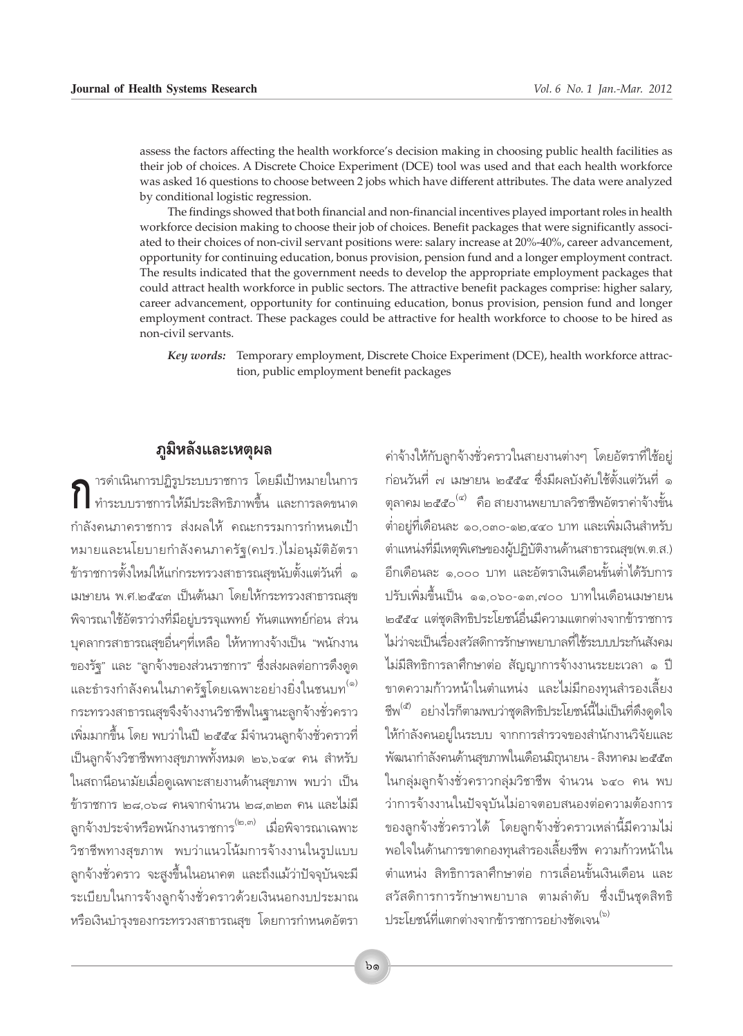assess the factors affecting the health workforce's decision making in choosing public health facilities as their job of choices. A Discrete Choice Experiment (DCE) tool was used and that each health workforce was asked 16 questions to choose between 2 jobs which have different attributes. The data were analyzed by conditional logistic regression.

The findings showed that both financial and non-financial incentives played important roles in health workforce decision making to choose their job of choices. Benefit packages that were significantly associated to their choices of non-civil servant positions were: salary increase at 20%-40%, career advancement, opportunity for continuing education, bonus provision, pension fund and a longer employment contract. The results indicated that the government needs to develop the appropriate employment packages that could attract health workforce in public sectors. The attractive benefit packages comprise: higher salary, career advancement, opportunity for continuing education, bonus provision, pension fund and longer employment contract. These packages could be attractive for health workforce to choose to be hired as non-civil servants.

***Key words:*** Temporary employment, Discrete Choice Experiment (DCE), health workforce attraction, public employment benefit packages

## ภูมิหลังและเหตุผล

การดำเนินการปฏิรูประบบราชการ โดยมีเป้าหมายในการทำระบบราชการให้มีประสิทธิภาพขึ้น และการลดขนาดกำลังคนภาคราชการ ส่งผลให้ คณะกรรมการกำหนดเป้าหมายและนโยบายกำลังคนภาครัฐ(คปร.)ไม่อนุมัติอัตราข้าราชการตั้งใหม่ให้แก่กระทรวงสาธารณสุขนับตั้งแต่วันที่ ๑ เมษายน พ.ศ.๒๕๔๓ เป็นต้นมา โดยให้กระทรวงสาธารณสุขพิจารณาใช้อัตราว่างที่มีอยู่บรรจุแพทย์ ทันตแพทย์ก่อน ส่วนบุคลากรสาธารณสุขอื่นๆที่เหลือ ให้หาทางจ้างเป็น "พนักงานของรัฐ" และ "ลูกจ้างของส่วนราชการ" ซึ่งส่งผลต่อการดึงดูดและธำรงกำลังคนในภาครัฐโดยเฉพาะอย่างยิ่งในชนบท[๑] กระทรวงสาธารณสุขจึงจ้างงานวิชาชีพในฐานะลูกจ้างชั่วคราวเพิ่มมากขึ้น โดย พบว่าในปี ๒๕๕๔ มีจำนวนลูกจ้างชั่วคราวที่เป็นลูกจ้างวิชาชีพทางสุขภาพทั้งหมด ๒๖,๖๔๙ คน สำหรับในสถานีอนามัยเมื่อดูเฉพาะสายงานด้านสุขภาพ พบว่า เป็นข้าราชการ ๒๘,๐๖๘ คนจากจำนวน ๒๘,๓๒๓ คน และไม่มีลูกจ้างประจำหรือพนักงานราชการ[๒,๓] เมื่อพิจารณาเฉพาะวิชาชีพทางสุขภาพ พบว่าแนวโน้มการจ้างงานในรูปแบบลูกจ้างชั่วคราว จะสูงขึ้นในอนาคต และถึงแม้ว่าปัจจุบันจะมีระเบียบในการจ้างลูกจ้างชั่วคราวด้วยเงินนอกงบประมาณหรือเงินบำรุงของกระทรวงสาธารณสุข โดยการกำหนดอัตราค่าจ้างให้กับลูกจ้างชั่วคราวในสายงานต่างๆ โดยอัตราที่ใช้อยู่ก่อนวันที่ ๗ เมษายน ๒๕๕๔ ซึ่งมีผลบังคับใช้ตั้งแต่วันที่ ๑ ตุลาคม ๒๕๕๐[๔] คือ สายงานพยาบาลวิชาชีพอัตราค่าจ้างขั้นต่ำอยู่ที่เดือนละ ๑๐,๐๓๐-๑๒,๔๔๐ บาท และเพิ่มเงินสำหรับตำแหน่งที่มีเหตุพิเศษของผู้ปฏิบัติงานด้านสาธารณสุข(พ.ต.ส.) อีกเดือนละ ๑,๐๐๐ บาท และอัตราเงินเดือนขั้นต่ำได้รับการปรับเพิ่มขึ้นเป็น ๑๑,๐๖๐-๑๓,๗๐๐ บาทในเดือนเมษายน ๒๕๕๔ แต่ชุดสิทธิประโยชน์อื่นมีความแตกต่างจากข้าราชการ ไม่ว่าจะเป็นเรื่องสวัสดิการรักษาพยาบาลที่ใช้ระบบประกันสังคม ไม่มีสิทธิการลาศึกษาต่อ สัญญาการจ้างงานระยะเวลา ๑ ปี ขาดความก้าวหน้าในตำแหน่ง และไม่มีกองทุนสำรองเลี้ยงชีพ[๕] อย่างไรก็ตามพบว่าชุดสิทธิประโยชน์นี้ไม่เป็นที่ดึงดูดใจให้กำลังคนอยู่ในระบบ จากการสำรวจของสำนักงานวิจัยและพัฒนากำลังคนด้านสุขภาพในเดือนมิถุนายน - สิงหาคม ๒๕๕๓ ในกลุ่มลูกจ้างชั่วคราวกลุ่มวิชาชีพ จำนวน ๖๔๐ คน พบว่าการจ้างงานในปัจจุบันไม่อาจตอบสนองต่อความต้องการของลูกจ้างชั่วคราวได้ โดยลูกจ้างชั่วคราวเหล่านี้มีความไม่พอใจในด้านการขาดกองทุนสำรองเลี้ยงชีพ ความก้าวหน้าในตำแหน่ง สิทธิการลาศึกษาต่อ การเลื่อนขั้นเงินเดือน และสวัสดิการการรักษาพยาบาล ตามลำดับ ซึ่งเป็นชุดสิทธิประโยชน์ที่แตกต่างจากข้าราชการอย่างชัดเจน[๖]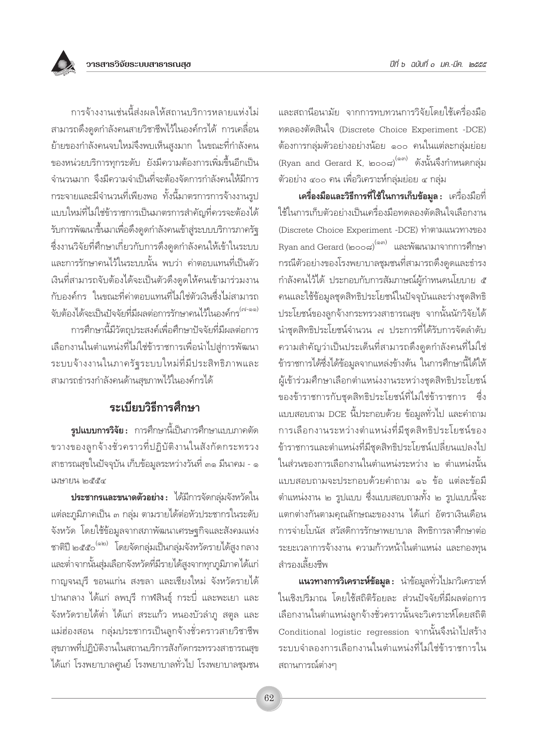การจ้างงานเช่นนี้ส่งผลให้สถานบริการหลายแห่งไม่สามารถดึงดูดกำลังคนสายวิชาชีพไว้ในองค์กรได้ การเคลื่อนย้ายของกำลังคนจบใหม่จึงพบเห็นสูงมาก ในขณะที่กำลังคนของหน่วยบริการทุกระดับ ยังมีความต้องการเพิ่มขึ้นอีกเป็นจำนวนมาก จึงมีความจำเป็นที่จะต้องจัดการกำลังคนให้มีการกระจายและมีจำนวนที่เพียงพอ ทั้งนี้มาตรการการจ้างงานรูปแบบใหม่ที่ไม่ใช่ข้าราชการเป็นมาตรการสำคัญที่ควรจะต้องได้รับการพัฒนาขึ้นมาเพื่อดึงดูดกำลังคนเข้าสู่ระบบบริการภาครัฐ ซึ่งงานวิจัยที่ศึกษาเกี่ยวกับการดึงดูดกำลังคนให้เข้าในระบบและการรักษาคนไว้ในระบบนั้น พบว่า ค่าตอบแทนที่เป็นตัวเงินที่สามารถจับต้องได้จะเป็นตัวดึงดูดให้คนเข้ามาร่วมงานกับองค์กร ในขณะที่ค่าตอบแทนที่ไม่ใช่ตัวเงินซึ่งไม่สามารถจับต้องได้จะเป็นปัจจัยที่มีผลต่อการรักษาคนไว้ในองค์กร[๗-๑๑]

การศึกษานี้มีวัตถุประสงค์เพื่อศึกษาปัจจัยที่มีผลต่อการเลือกงานในตำแหน่งที่ไม่ใช่ข้าราชการเพื่อนำไปสู่การพัฒนาระบบจ้างงานในภาครัฐระบบใหม่ที่มีประสิทธิภาพและสามารถธำรงกำลังคนด้านสุขภาพไว้ในองค์กรได้

## ระเบียบวิธีการศึกษา

**รูปแบบการวิจัย :** การศึกษานี้เป็นการศึกษาแบบภาคตัดขวางของลูกจ้างชั่วคราวที่ปฏิบัติงานในสังกัดกระทรวงสาธารณสุขในปัจจุบัน เก็บข้อมูลระหว่างวันที่ ๓๑ มีนาคม - ๑ เมษายน ๒๕๕๔

**ประชากรและขนาดตัวอย่าง :** ได้มีการจัดกลุ่มจังหวัดในแต่ละภูมิภาคเป็น ๓ กลุ่ม ตามรายได้ต่อหัวประชากรในระดับจังหวัด โดยใช้ข้อมูลจากสภาพัฒนาเศรษฐกิจและสังคมแห่งชาติปี ๒๕๕๐[๑๒] โดยจัดกลุ่มเป็นกลุ่มจังหวัดรายได้สูง กลาง และต่ำจากนั้นสุ่มเลือกจังหวัดที่มีรายได้สูงจากทุกภูมิภาคได้แก่ กาญจนบุรี ขอนแก่น สงขลา และเชียงใหม่ จังหวัดรายได้ปานกลาง ได้แก่ ลพบุรี กาฬสินธุ์ กระบี่ และพะเยา และจังหวัดรายได้ต่ำ ได้แก่ สระแก้ว หนองบัวลำภู สตูล และแม่ฮ่องสอน กลุ่มประชากรเป็นลูกจ้างชั่วคราวสายวิชาชีพสุขภาพที่ปฏิบัติงานในสถานบริการสังกัดกระทรวงสาธารณสุข ได้แก่ โรงพยาบาลศูนย์ โรงพยาบาลทั่วไป โรงพยาบาลชุมชน และสถานีอนามัย จากการทบทวนการวิจัยโดยใช้เครื่องมือทดลองตัดสินใจ (Discrete Choice Experiment -DCE) ต้องการกลุ่มตัวอย่างอย่างน้อย ๑๐๐ คนในแต่ละกลุ่มย่อย (Ryan and Gerard K, ๒๐๐๘)[๑๓] ดังนั้นจึงกำหนดกลุ่มตัวอย่าง ๔๐๐ คน เพื่อวิเคราะห์กลุ่มย่อย ๔ กลุ่ม

**เครื่องมือและวิธีการที่ใช้ในการเก็บข้อมูล :** เครื่องมือที่ใช้ในการเก็บตัวอย่างเป็นเครื่องมือทดลองตัดสินใจเลือกงาน (Discrete Choice Experiment -DCE) ทำตามแนวทางของ Ryan and Gerard (๒๐๐๘)[๑๓] และพัฒนามาจากการศึกษากรณีตัวอย่างของโรงพยาบาลชุมชนที่สามารถดึงดูดและธำรงกำลังคนไว้ได้ ประกอบกับการสัมภาษณ์ผู้กำหนดนโยบาย ๕ คนและใช้ข้อมูลชุดสิทธิประโยชน์ในปัจจุบันและร่างชุดสิทธิประโยชน์ของลูกจ้างกระทรวงสาธารณสุข จากนั้นนักวิจัยได้นำชุดสิทธิประโยชน์จำนวน ๗ ประการที่ได้รับการจัดลำดับความสำคัญว่าเป็นประเด็นที่สามารถดึงดูดกำลังคนที่ไม่ใช่ข้าราชการได้ซึ่งได้ข้อมูลจากแหล่งข้างต้น ในการศึกษานี้ได้ให้ผู้เข้าร่วมศึกษาเลือกตำแหน่งงานระหว่างชุดสิทธิประโยชน์ของข้าราชการกับชุดสิทธิประโยชน์ที่ไม่ใช่ข้าราชการ ซึ่งแบบสอบถาม DCE นี้ประกอบด้วย ข้อมูลทั่วไป และคำถามการเลือกงานระหว่างตำแหน่งที่มีชุดสิทธิประโยชน์ของข้าราชการและตำแหน่งที่มีชุดสิทธิประโยชน์เปลี่ยนแปลงไป ในส่วนของการเลือกงานในตำแหน่งระหว่าง ๒ ตำแหน่งนั้นแบบสอบถามจะประกอบด้วยคำถาม ๑๖ ข้อ แต่ละข้อมีตำแหน่งงาน ๒ รูปแบบ ซึ่งแบบสอบถามทั้ง ๒ รูปแบบนี้จะแตกต่างกันตามคุณลักษณะของงาน ได้แก่ อัตราเงินเดือน การจ่ายโบนัส สวัสดิการรักษาพยาบาล สิทธิการลาศึกษาต่อ ระยะเวลาการจ้างงาน ความก้าวหน้าในตำแหน่ง และกองทุนสำรองเลี้ยงชีพ

**แนวทางการวิเคราะห์ข้อมูล :** นำข้อมูลทั่วไปมาวิเคราะห์ในเชิงปริมาณ โดยใช้สถิติร้อยละ ส่วนปัจจัยที่มีผลต่อการเลือกงานในตำแหน่งลูกจ้างชั่วคราวนั้นจะวิเคราะห์โดยสถิติ Conditional logistic regression จากนั้นจึงนำไปสร้างระบบจำลองการเลือกงานในตำแหน่งที่ไม่ใช่ข้าราชการในสถานการณ์ต่างๆ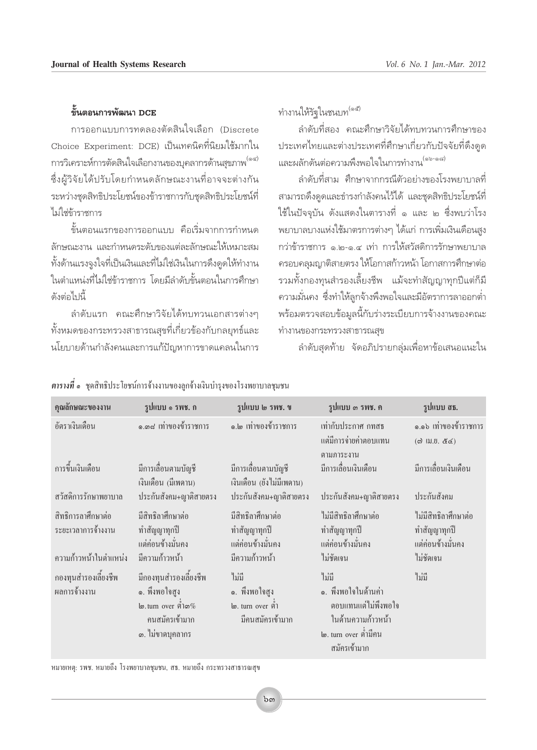### ขั้นตอนการพัฒนา DCE

การออกแบบการทดลองตัดสินใจเลือก (Discrete Choice Experiment: DCE) เป็นเทคนิคที่นิยมใช้มากในการวิเคราะห์การตัดสินใจเลือกงานของบุคลากรด้านสุขภาพ[๑๔] ซึ่งผู้วิจัยได้ปรับโดยกำหนดลักษณะงานที่อาจจะต่างกันระหว่างชุดสิทธิประโยชน์ของข้าราชการกับชุดสิทธิประโยชน์ที่ไม่ใช่ข้าราชการ

ขั้นตอนแรกของการออกแบบ คือเริ่มจากการกำหนดลักษณะงาน และกำหนดระดับของแต่ละลักษณะให้เหมาะสมทั้งด้านแรงจูงใจที่เป็นเงินและที่ไม่ใช่เงินในการดึงดูดให้ทำงานในตำแหน่งที่ไม่ใช่ข้าราชการ โดยมีลำดับขั้นตอนในการศึกษาดังต่อไปนี้

ลำดับแรก คณะศึกษาวิจัยได้ทบทวนเอกสารต่างๆ ทั้งหมดของกระทรวงสาธารณสุขที่เกี่ยวข้องกับกลยุทธ์และนโยบายด้านกำลังคนและการแก้ปัญหาการขาดแคลนในการทำงานให้รัฐในชนบท[๑๕]

ลำดับที่สอง คณะศึกษาวิจัยได้ทบทวนการศึกษาของประเทศไทยและต่างประเทศที่ศึกษาเกี่ยวกับปัจจัยที่ดึงดูดและผลักดันต่อความพึงพอใจในการทำงาน[๑๖-๑๘]

ลำดับที่สาม ศึกษาจากกรณีตัวอย่างของโรงพยาบาลที่สามารถดึงดูดและธำรงกำลังคนไว้ได้ และชุดสิทธิประโยชน์ที่ใช้ในปัจจุบัน ดังแสดงในตารางที่ ๑ และ ๒ ซึ่งพบว่าโรงพยาบาลบางแห่งใช้มาตรการต่างๆ ได้แก่ การเพิ่มเงินเดือนสูงกว่าข้าราชการ ๑.๒-๑.๔ เท่า การให้สวัสดิการรักษาพยาบาลครอบคลุมญาติสายตรง ให้โอกาสก้าวหน้า โอกาสการศึกษาต่อ รวมทั้งกองทุนสำรองเลี้ยงชีพ แม้จะทำสัญญาทุกปีแต่ก็มีความมั่นคง ซึ่งทำให้ลูกจ้างพึงพอใจและมีอัตราการลาออกต่ำ พร้อมตรวจสอบข้อมูลนี้กับร่างระเบียบการจ้างงานของคณะทำงานของกระทรวงสาธารณสุข

ลำดับสุดท้าย จัดอภิปรายกลุ่มเพื่อหาข้อเสนอแนะใน

***ตารางที่ ๑*** ชุดสิทธิประโยชน์การจ้างงานของลูกจ้างเงินบำรุงของโรงพยาบาลชุมชน

| คุณลักษณะของงาน | รูปแบบ ๑ รพช. ก | รูปแบบ ๒ รพช. ข | รูปแบบ ๓ รพช. ค | รูปแบบ สธ. |
|---|---|---|---|---|
| อัตราเงินเดือน | ๑.๓๘ เท่าของข้าราชการ | ๑.๒ เท่าของข้าราชการ | เท่ากับประกาศ กทสธ แต่มีการจ่ายค่าตอบแทนตามภาระงาน | ๑.๑๖ เท่าของข้าราชการ (๗ เม.ย. ๕๔) |
| การขึ้นเงินเดือน | มีการเลื่อนตามบัญชีเงินเดือน (มีเพดาน) | มีการเลื่อนตามบัญชีเงินเดือน (ยังไม่มีเพดาน) | มีการเลื่อนเงินเดือน | มีการเลื่อนเงินเดือน |
| สวัสดิการรักษาพยาบาล | ประกันสังคม+ญาติสายตรง | ประกันสังคม+ญาติสายตรง | ประกันสังคม+ญาติสายตรง | ประกันสังคม |
| สิทธิการลาศึกษาต่อ | มีสิทธิลาศึกษาต่อ | มีสิทธิลาศึกษาต่อ | ไม่มีสิทธิลาศึกษาต่อ | ไม่มีสิทธิลาศึกษาต่อ |
| ระยะเวลาการจ้างงาน | ทำสัญญาทุกปี แต่ค่อนข้างมั่นคง | ทำสัญญาทุกปี แต่ค่อนข้างมั่นคง | ทำสัญญาทุกปี แต่ค่อนข้างมั่นคง | ทำสัญญาทุกปี แต่ค่อนข้างมั่นคง |
| ความก้าวหน้าในตำแหน่ง | มีความก้าวหน้า | มีความก้าวหน้า | ไม่ชัดเจน | ไม่ชัดเจน |
| กองทุนสำรองเลี้ยงชีพ | มีกองทุนสำรองเลี้ยงชีพ | ไม่มี | ไม่มี | ไม่มี |
| ผลการจ้างงาน | ๑. พึงพอใจสูง<br>๒. turn over ต่ำ๓% คนสมัครเข้ามาก<br>๓. ไม่ขาดบุคลากร | ๑. พึงพอใจสูง<br>๒. turn over ต่ำ มีคนสมัครเข้ามาก | ๑. พึงพอใจในด้านค่าตอบแทนแต่ไม่พึงพอใจในด้านความก้าวหน้า<br>๒. turn over ต่ำมีคนสมัครเข้ามาก | |

หมายเหตุ: รพช. หมายถึง โรงพยาบาลชุมชน, สธ. หมายถึง กระทรวงสาธารณสุข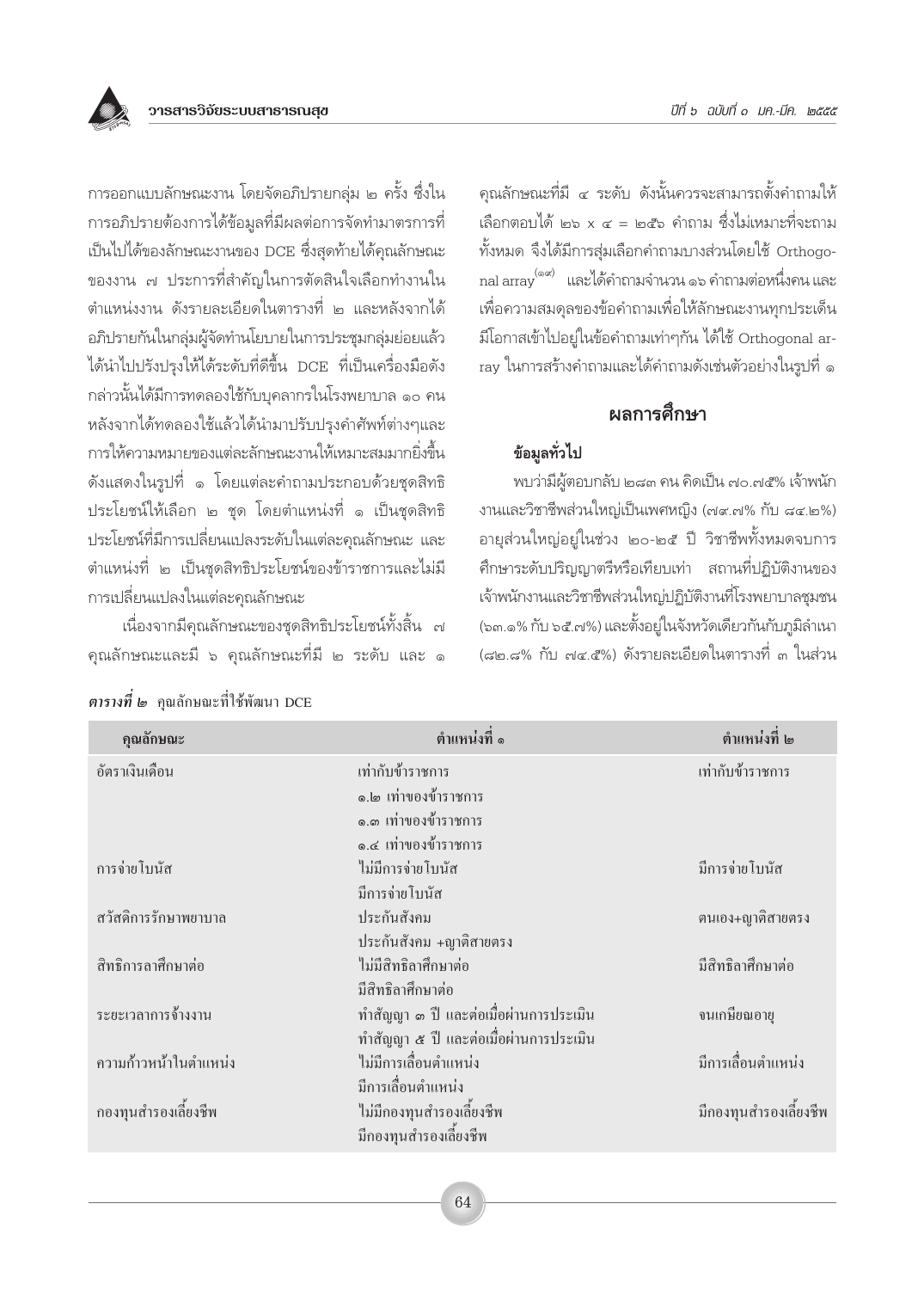การออกแบบลักษณะงาน โดยจัดอภิปรายกลุ่ม ๒ ครั้ง ซึ่งในการอภิปรายต้องการได้ข้อมูลที่มีผลต่อการจัดทำมาตรการที่เป็นไปได้ของลักษณะงานของ DCE ซึ่งสุดท้ายได้คุณลักษณะของงาน ๗ ประการที่สำคัญในการตัดสินใจเลือกทำงานในตำแหน่งงาน ดังรายละเอียดในตารางที่ ๒ และหลังจากได้อภิปรายกันในกลุ่มผู้จัดทำนโยบายในการประชุมกลุ่มย่อยแล้วได้นำไปปรับปรุงให้ได้ระดับที่ดีขึ้น DCE ที่เป็นเครื่องมือดังกล่าวนั้นได้มีการทดลองใช้กับบุคลากรในโรงพยาบาล ๑๐ คน หลังจากได้ทดลองใช้แล้วได้นำมาปรับปรุงคำศัพท์ต่างๆและการให้ความหมายของแต่ละลักษณะงานให้เหมาะสมมากยิ่งขึ้น ดังแสดงในรูปที่ ๑ โดยแต่ละคำถามประกอบด้วยชุดสิทธิประโยชน์ให้เลือก ๒ ชุด โดยตำแหน่งที่ ๑ เป็นชุดสิทธิประโยชน์ที่มีการเปลี่ยนแปลงระดับในแต่ละคุณลักษณะ และตำแหน่งที่ ๒ เป็นชุดสิทธิประโยชน์ของข้าราชการและไม่มีการเปลี่ยนแปลงในแต่ละคุณลักษณะ

เนื่องจากมีคุณลักษณะของชุดสิทธิประโยชน์ทั้งสิ้น ๗ คุณลักษณะและมี ๖ คุณลักษณะที่มี ๒ ระดับ และ ๑ คุณลักษณะที่มี ๔ ระดับ ดังนั้นควรจะสามารถตั้งคำถามให้เลือกตอบได้ ๒๖ x ๔ = ๒๕๖ คำถาม ซึ่งไม่เหมาะที่จะถามทั้งหมด จึงได้มีการสุ่มเลือกคำถามบางส่วนโดยใช้ Orthogonal array[๑๙] และได้คำถามจำนวน ๑๖ คำถามต่อหนึ่งคน และเพื่อความสมดุลของข้อคำถามเพื่อให้ลักษณะงานทุกประเด็นมีโอกาสเข้าไปอยู่ในข้อคำถามเท่าๆกัน ได้ใช้ Orthogonal array ในการสร้างคำถามและได้คำถามดังเช่นตัวอย่างในรูปที่ ๑

## ผลการศึกษา

### ข้อมูลทั่วไป

พบว่ามีผู้ตอบกลับ ๒๘๓ คน คิดเป็น ๗๐.๗๕% เจ้าพนักงานและวิชาชีพส่วนใหญ่เป็นเพศหญิง (๗๙.๗% กับ ๘๔.๒%) อายุส่วนใหญ่อยู่ในช่วง ๒๐-๒๕ ปี วิชาชีพทั้งหมดจบการศึกษาระดับปริญญาตรีหรือเทียบเท่า สถานที่ปฏิบัติงานของเจ้าพนักงานและวิชาชีพส่วนใหญ่ปฏิบัติงานที่โรงพยาบาลชุมชน (๖๓.๑% กับ ๖๕.๗%) และตั้งอยู่ในจังหวัดเดียวกันกับภูมิลำเนา (๘๒.๘% กับ ๗๔.๕%) ดังรายละเอียดในตารางที่ ๓ ในส่วน

***ตารางที่ ๒*** คุณลักษณะที่ใช้พัฒนา DCE

| คุณลักษณะ | ตำแหน่งที่ ๑ | ตำแหน่งที่ ๒ |
|---|---|---|
| อัตราเงินเดือน | เท่ากับข้าราชการ<br>๑.๒ เท่าของข้าราชการ<br>๑.๓ เท่าของข้าราชการ<br>๑.๔ เท่าของข้าราชการ | เท่ากับข้าราชการ |
| การจ่ายโบนัส | ไม่มีการจ่ายโบนัส<br>มีการจ่ายโบนัส | มีการจ่ายโบนัส |
| สวัสดิการรักษาพยาบาล | ประกันสังคม<br>ประกันสังคม +ญาติสายตรง | ตนเอง+ญาติสายตรง |
| สิทธิการลาศึกษาต่อ | ไม่มีสิทธิลาศึกษาต่อ<br>มีสิทธิลาศึกษาต่อ | มีสิทธิลาศึกษาต่อ |
| ระยะเวลาการจ้างงาน | ทำสัญญา ๓ ปี และต่อเมื่อผ่านการประเมิน<br>ทำสัญญา ๕ ปี และต่อเมื่อผ่านการประเมิน | จนเกษียณอายุ |
| ความก้าวหน้าในตำแหน่ง | ไม่มีการเลื่อนตำแหน่ง<br>มีการเลื่อนตำแหน่ง | มีการเลื่อนตำแหน่ง |
| กองทุนสำรองเลี้ยงชีพ | ไม่มีกองทุนสำรองเลี้ยงชีพ<br>มีกองทุนสำรองเลี้ยงชีพ | มีกองทุนสำรองเลี้ยงชีพ |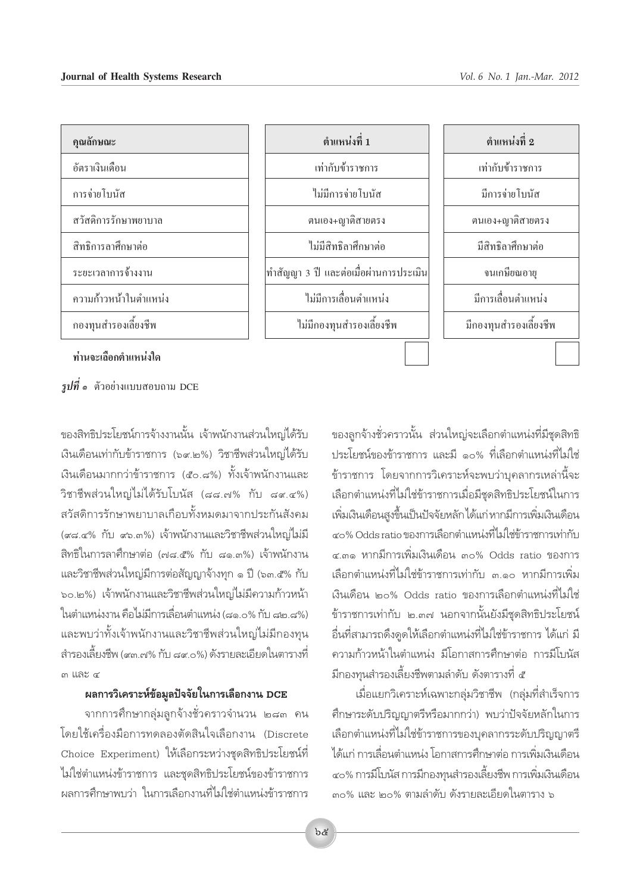| คุณลักษณะ | ตำแหน่งที่ 1 | ตำแหน่งที่ 2 |
|---|---|---|
| อัตราเงินเดือน | เท่ากับข้าราชการ | เท่ากับข้าราชการ |
| การจ่ายโบนัส | ไม่มีการจ่ายโบนัส | มีการจ่ายโบนัส |
| สวัสดิการรักษาพยาบาล | ตนเอง+ญาติสายตรง | ตนเอง+ญาติสายตรง |
| สิทธิการลาศึกษาต่อ | ไม่มีสิทธิลาศึกษาต่อ | มีสิทธิลาศึกษาต่อ |
| ระยะเวลาการจ้างงาน | ทำสัญญา 3 ปี และต่อเมื่อผ่านการประเมิน | จนเกษียณอายุ |
| ความก้าวหน้าในตำแหน่ง | ไม่มีการเลื่อนตำแหน่ง | มีการเลื่อนตำแหน่ง |
| กองทุนสำรองเลี้ยงชีพ | ไม่มีกองทุนสำรองเลี้ยงชีพ | มีกองทุนสำรองเลี้ยงชีพ |
| **ท่านจะเลือกตำแหน่งใด** | ☐ | ☐ |

***รูปที่ ๑*** ตัวอย่างแบบสอบถาม DCE

ของสิทธิประโยชน์การจ้างงานนั้น เจ้าพนักงานส่วนใหญ่ได้รับเงินเดือนเท่ากับข้าราชการ (๖๙.๒%) วิชาชีพส่วนใหญ่ได้รับเงินเดือนมากกว่าข้าราชการ (๕๐.๘%) ทั้งเจ้าพนักงานและวิชาชีพส่วนใหญ่ไม่ได้รับโบนัส (๘๘.๗% กับ ๘๙.๔%) สวัสดิการรักษาพยาบาลเกือบทั้งหมดมาจากประกันสังคม (๙๘.๔% กับ ๙๖.๓%) เจ้าพนักงานและวิชาชีพส่วนใหญ่ไม่มีสิทธิในการลาศึกษาต่อ (๗๘.๕% กับ ๘๑.๓%) เจ้าพนักงานและวิชาชีพส่วนใหญ่มีการต่อสัญญาจ้างทุก ๑ ปี (๖๓.๕% กับ ๖๐.๒%) เจ้าพนักงานและวิชาชีพส่วนใหญ่ไม่มีความก้าวหน้าในตำแหน่งงาน คือไม่มีการเลื่อนตำแหน่ง (๘๑.๐% กับ ๘๒.๘%) และพบว่าทั้งเจ้าพนักงานและวิชาชีพส่วนใหญ่ไม่มีกองทุนสำรองเลี้ยงชีพ (๙๓.๗% กับ ๘๙.๐%) ดังรายละเอียดในตารางที่ ๓ และ ๔

### ผลการวิเคราะห์ข้อมูลปัจจัยในการเลือกงาน DCE

จากการศึกษากลุ่มลูกจ้างชั่วคราวจำนวน ๒๘๓ คน โดยใช้เครื่องมือการทดลองตัดสินใจเลือกงาน (Discrete Choice Experiment) ให้เลือกระหว่างชุดสิทธิประโยชน์ที่ไม่ใช่ตำแหน่งข้าราชการ และชุดสิทธิประโยชน์ของข้าราชการ ผลการศึกษาพบว่า ในการเลือกงานที่ไม่ใช่ตำแหน่งข้าราชการของลูกจ้างชั่วคราวนั้น ส่วนใหญ่จะเลือกตำแหน่งที่มีชุดสิทธิประโยชน์ของข้าราชการ และมี ๑๐% ที่เลือกตำแหน่งที่ไม่ใช่ข้าราชการ โดยจากการวิเคราะห์จะพบว่าบุคลากรเหล่านี้จะเลือกตำแหน่งที่ไม่ใช่ข้าราชการเมื่อมีชุดสิทธิประโยชน์ในการเพิ่มเงินเดือนสูงขึ้นเป็นปัจจัยหลัก ได้แก่ หากมีการเพิ่มเงินเดือน ๔๐% Odds ratio ของการเลือกตำแหน่งที่ไม่ใช่ข้าราชการเท่ากับ ๔.๓๑ หากมีการเพิ่มเงินเดือน ๓๐% Odds ratio ของการเลือกตำแหน่งที่ไม่ใช่ข้าราชการเท่ากับ ๓.๑๐ หากมีการเพิ่มเงินเดือน ๒๐% Odds ratio ของการเลือกตำแหน่งที่ไม่ใช่ข้าราชการเท่ากับ ๒.๓๗ นอกจากนั้นยังมีชุดสิทธิประโยชน์อื่นที่สามารถดึงดูดให้เลือกตำแหน่งที่ไม่ใช่ข้าราชการ ได้แก่ มีความก้าวหน้าในตำแหน่ง มีโอกาสการศึกษาต่อ การมีโบนัส มีกองทุนสำรองเลี้ยงชีพตามลำดับ ดังตารางที่ ๕

เมื่อแยกวิเคราะห์เฉพาะกลุ่มวิชาชีพ (กลุ่มที่สำเร็จการศึกษาระดับปริญญาตรีหรือมากกว่า) พบว่าปัจจัยหลักในการเลือกตำแหน่งที่ไม่ใช่ข้าราชการของบุคลากรระดับปริญญาตรี ได้แก่ การเลื่อนตำแหน่ง โอกาสการศึกษาต่อ การเพิ่มเงินเดือน ๔๐% การมีโบนัส การมีกองทุนสำรองเลี้ยงชีพ การเพิ่มเงินเดือน ๓๐% และ ๒๐% ตามลำดับ ดังรายละเอียดในตาราง ๖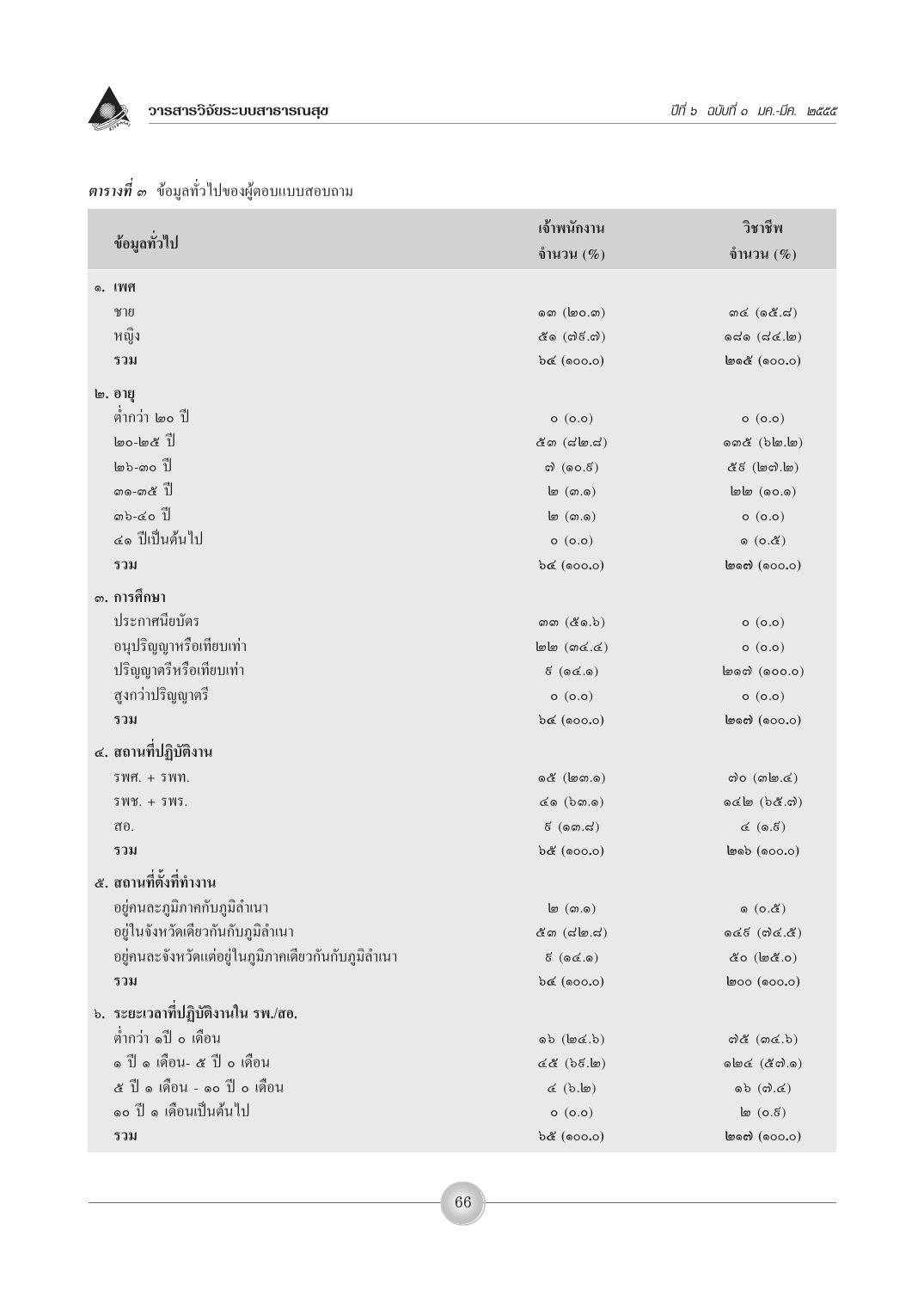***ตารางที่ ๓*** ข้อมูลทั่วไปของผู้ตอบแบบสอบถาม

| ข้อมูลทั่วไป | เจ้าพนักงาน<br>จำนวน (%) | วิชาชีพ<br>จำนวน (%) |
|---|---|---|
| **๑. เพศ** | | |
| ชาย | ๑๓ (๒๐.๓) | ๓๔ (๑๕.๘) |
| หญิง | ๕๑ (๗๙.๗) | ๑๘๑ (๘๔.๒) |
| **รวม** | ๖๔ (๑๐๐.๐) | ๒๑๕ (๑๐๐.๐) |
| **๒. อายุ** | | |
| ต่ำกว่า ๒๐ ปี | ๐ (๐.๐) | ๐ (๐.๐) |
| ๒๐-๒๕ ปี | ๕๓ (๘๒.๘) | ๑๓๕ (๖๒.๒) |
| ๒๖-๓๐ ปี | ๗ (๑๐.๙) | ๕๙ (๒๗.๒) |
| ๓๑-๓๕ ปี | ๒ (๓.๑) | ๒๒ (๑๐.๑) |
| ๓๖-๔๐ ปี | ๒ (๓.๑) | ๐ (๐.๐) |
| ๔๑ ปีเป็นต้นไป | ๐ (๐.๐) | ๑ (๐.๕) |
| **รวม** | ๖๔ (๑๐๐.๐) | ๒๑๗ (๑๐๐.๐) |
| **๓. การศึกษา** | | |
| ประกาศนียบัตร | ๓๓ (๕๑.๖) | ๐ (๐.๐) |
| อนุปริญญาหรือเทียบเท่า | ๒๒ (๓๔.๔) | ๐ (๐.๐) |
| ปริญญาตรีหรือเทียบเท่า | ๙ (๑๔.๑) | ๒๑๗ (๑๐๐.๐) |
| สูงกว่าปริญญาตรี | ๐ (๐.๐) | ๐ (๐.๐) |
| **รวม** | ๖๔ (๑๐๐.๐) | ๒๑๗ (๑๐๐.๐) |
| **๔. สถานที่ปฏิบัติงาน** | | |
| รพศ. + รพท. | ๑๕ (๒๓.๑) | ๗๐ (๓๒.๔) |
| รพช. + รพร. | ๔๑ (๖๓.๑) | ๑๔๒ (๖๕.๗) |
| สอ. | ๙ (๑๓.๘) | ๔ (๑.๙) |
| **รวม** | ๖๕ (๑๐๐.๐) | ๒๑๖ (๑๐๐.๐) |
| **๕. สถานที่ตั้งที่ทำงาน** | | |
| อยู่คนละภูมิภาคกับภูมิลำเนา | ๒ (๓.๑) | ๑ (๐.๕) |
| อยู่ในจังหวัดเดียวกันกับภูมิลำเนา | ๕๓ (๘๒.๘) | ๑๔๙ (๗๔.๕) |
| อยู่คนละจังหวัดแต่อยู่ในภูมิภาคเดียวกันกับภูมิลำเนา | ๙ (๑๔.๑) | ๕๐ (๒๕.๐) |
| **รวม** | ๖๔ (๑๐๐.๐) | ๒๐๐ (๑๐๐.๐) |
| **๖. ระยะเวลาที่ปฏิบัติงานใน รพ./สอ.** | | |
| ต่ำกว่า ๑ปี ๐ เดือน | ๑๖ (๒๔.๖) | ๗๕ (๓๔.๖) |
| ๑ ปี ๑ เดือน- ๕ ปี ๐ เดือน | ๔๕ (๖๙.๒) | ๑๒๔ (๕๗.๑) |
| ๕ ปี ๑ เดือน - ๑๐ ปี ๐ เดือน | ๔ (๖.๒) | ๑๖ (๗.๔) |
| ๑๐ ปี ๑ เดือนเป็นต้นไป | ๐ (๐.๐) | ๒ (๐.๙) |
| **รวม** | ๖๕ (๑๐๐.๐) | ๒๑๗ (๑๐๐.๐) |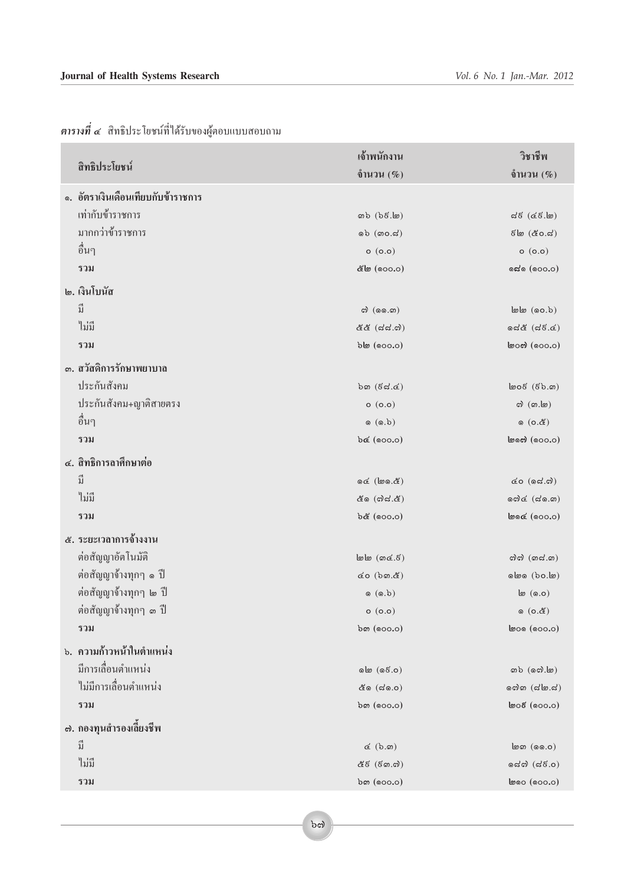***ตารางที่ ๔*** สิทธิประโยชน์ที่ได้รับของผู้ตอบแบบสอบถาม

| สิทธิประโยชน์ | เจ้าพนักงาน จำนวน (%) | วิชาชีพ จำนวน (%) |
|---|---|---|
| **๑. อัตราเงินเดือนเทียบกับข้าราชการ** | | |
| เท่ากับข้าราชการ | ๓๖ (๖๙.๒) | ๘๙ (๔๙.๒) |
| มากกว่าข้าราชการ | ๑๖ (๓๐.๘) | ๙๒ (๕๐.๘) |
| อื่นๆ | ๐ (๐.๐) | ๐ (๐.๐) |
| **รวม** | **๕๒ (๑๐๐.๐)** | **๑๘๑ (๑๐๐.๐)** |
| **๒. เงินโบนัส** | | |
| มี | ๗ (๑๑.๓) | ๒๒ (๑๐.๖) |
| ไม่มี | ๕๕ (๘๘.๗) | ๑๘๕ (๘๙.๔) |
| **รวม** | **๖๒ (๑๐๐.๐)** | **๒๐๗ (๑๐๐.๐)** |
| **๓. สวัสดิการรักษาพยาบาล** | | |
| ประกันสังคม | ๖๓ (๙๘.๔) | ๒๐๙ (๙๖.๓) |
| ประกันสังคม+ญาติสายตรง | ๐ (๐.๐) | ๗ (๓.๒) |
| อื่นๆ | ๑ (๑.๖) | ๑ (๐.๕) |
| **รวม** | **๖๔ (๑๐๐.๐)** | **๒๑๗ (๑๐๐.๐)** |
| **๔. สิทธิการลาศึกษาต่อ** | | |
| มี | ๑๔ (๒๑.๕) | ๔๐ (๑๘.๗) |
| ไม่มี | ๕๑ (๗๘.๕) | ๑๗๔ (๘๑.๓) |
| **รวม** | **๖๕ (๑๐๐.๐)** | **๒๑๔ (๑๐๐.๐)** |
| **๕. ระยะเวลาการจ้างงาน** | | |
| ต่อสัญญาอัตโนมัติ | ๒๒ (๓๔.๙) | ๗๗ (๓๘.๓) |
| ต่อสัญญาจ้างทุกๆ ๑ ปี | ๔๐ (๖๓.๕) | ๑๒๑ (๖๐.๒) |
| ต่อสัญญาจ้างทุกๆ ๒ ปี | ๑ (๑.๖) | ๒ (๑.๐) |
| ต่อสัญญาจ้างทุกๆ ๓ ปี | ๐ (๐.๐) | ๑ (๐.๕) |
| **รวม** | **๖๓ (๑๐๐.๐)** | **๒๐๑ (๑๐๐.๐)** |
| **๖. ความก้าวหน้าในตำแหน่ง** | | |
| มีการเลื่อนตำแหน่ง | ๑๒ (๑๙.๐) | ๓๖ (๑๗.๒) |
| ไม่มีการเลื่อนตำแหน่ง | ๕๑ (๘๑.๐) | ๑๗๓ (๘๒.๘) |
| **รวม** | **๖๓ (๑๐๐.๐)** | **๒๐๙ (๑๐๐.๐)** |
| **๗. กองทุนสำรองเลี้ยงชีพ** | | |
| มี | ๔ (๖.๓) | ๒๓ (๑๑.๐) |
| ไม่มี | ๕๙ (๙๓.๗) | ๑๘๗ (๘๙.๐) |
| **รวม** | **๖๓ (๑๐๐.๐)** | **๒๑๐ (๑๐๐.๐)** |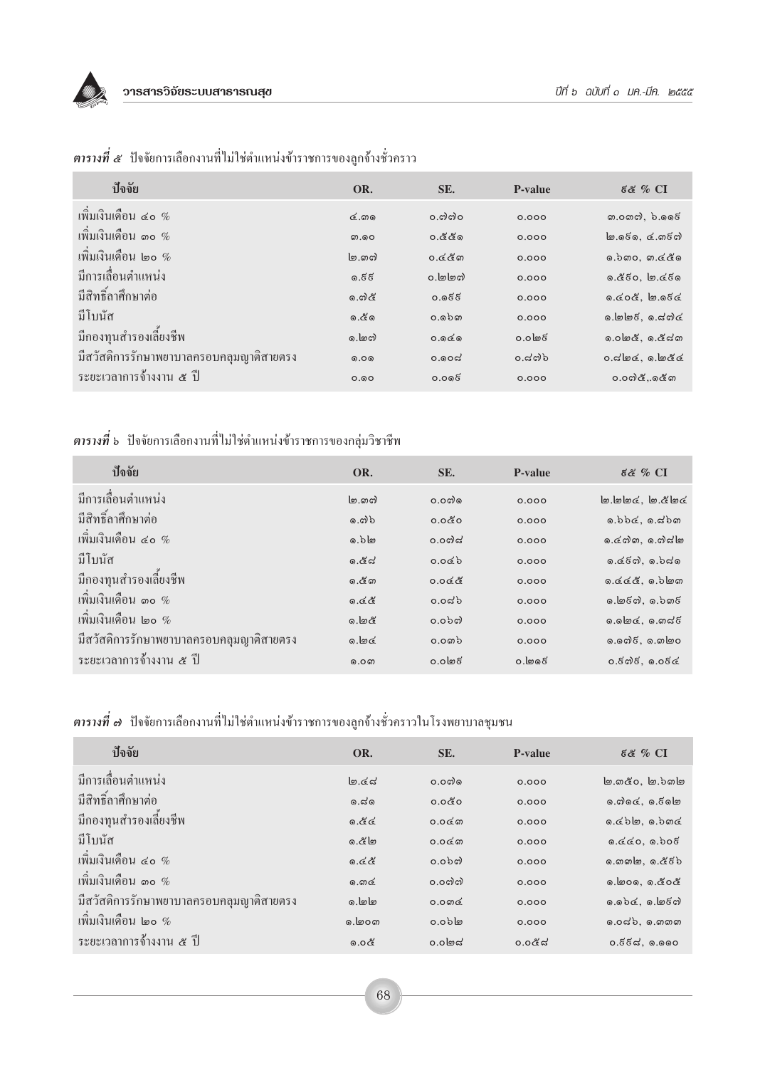***ตารางที่ ๕*** ปัจจัยการเลือกงานที่ไม่ใช่ตำแหน่งข้าราชการของลูกจ้างชั่วคราว

| ปัจจัย | OR. | SE. | P-value | ๙๕ % CI |
|---|---|---|---|---|
| เพิ่มเงินเดือน ๔๐ % | ๔.๓๑ | ๐.๗๗๐ | ๐.๐๐๐ | ๓.๐๓๗, ๖.๑๑๙ |
| เพิ่มเงินเดือน ๓๐ % | ๓.๑๐ | ๐.๕๕๑ | ๐.๐๐๐ | ๒.๑๙๑, ๔.๓๙๗ |
| เพิ่มเงินเดือน ๒๐ % | ๒.๓๗ | ๐.๔๕๓ | ๐.๐๐๐ | ๑.๖๓๐, ๓.๔๕๑ |
| มีการเลื่อนตำแหน่ง | ๑.๙๙ | ๐.๒๒๗ | ๐.๐๐๐ | ๑.๕๙๐, ๒.๔๙๑ |
| มีสิทธิ์ลาศึกษาต่อ | ๑.๗๕ | ๐.๑๙๙ | ๐.๐๐๐ | ๑.๔๐๕, ๒.๑๙๔ |
| มีโบนัส | ๑.๕๑ | ๐.๑๖๓ | ๐.๐๐๐ | ๑.๒๒๙, ๑.๘๗๔ |
| มีกองทุนสำรองเลี้ยงชีพ | ๑.๒๗ | ๐.๑๔๑ | ๐.๐๒๙ | ๑.๐๒๕, ๑.๕๘๓ |
| มีสวัสดิการรักษาพยาบาลครอบคลุมญาติสายตรง | ๑.๐๑ | ๐.๑๐๘ | ๐.๘๗๖ | ๐.๘๒๔, ๑.๒๕๔ |
| ระยะเวลาการจ้างงาน ๕ ปี | ๐.๑๐ | ๐.๐๑๙ | ๐.๐๐๐ | ๐.๐๗๕,.๑๕๓ |

***ตารางที่ ๖*** ปัจจัยการเลือกงานที่ไม่ใช่ตำแหน่งข้าราชการของกลุ่มวิชาชีพ

| ปัจจัย | OR. | SE. | P-value | ๙๕ % CI |
|---|---|---|---|---|
| มีการเลื่อนตำแหน่ง | ๒.๓๗ | ๐.๐๗๑ | ๐.๐๐๐ | ๒.๒๒๔, ๒.๕๒๔ |
| มีสิทธิ์ลาศึกษาต่อ | ๑.๗๖ | ๐.๐๕๐ | ๐.๐๐๐ | ๑.๖๖๔, ๑.๘๖๓ |
| เพิ่มเงินเดือน ๔๐ % | ๑.๖๒ | ๐.๐๗๘ | ๐.๐๐๐ | ๑.๔๗๓, ๑.๗๘๒ |
| มีโบนัส | ๑.๕๘ | ๐.๐๔๖ | ๐.๐๐๐ | ๑.๔๙๗, ๑.๖๘๑ |
| มีกองทุนสำรองเลี้ยงชีพ | ๑.๕๓ | ๐.๐๔๕ | ๐.๐๐๐ | ๑.๔๔๕, ๑.๖๒๓ |
| เพิ่มเงินเดือน ๓๐ % | ๑.๔๕ | ๐.๐๘๖ | ๐.๐๐๐ | ๑.๒๙๗, ๑.๖๓๙ |
| เพิ่มเงินเดือน ๒๐ % | ๑.๒๕ | ๐.๐๖๗ | ๐.๐๐๐ | ๑.๑๒๔, ๑.๓๘๙ |
| มีสวัสดิการรักษาพยาบาลครอบคลุมญาติสายตรง | ๑.๒๔ | ๐.๐๓๖ | ๐.๐๐๐ | ๑.๑๗๙, ๑.๓๒๐ |
| ระยะเวลาการจ้างงาน ๕ ปี | ๑.๐๓ | ๐.๐๒๙ | ๐.๒๑๙ | ๐.๙๗๙, ๑.๐๙๔ |

***ตารางที่ ๗*** ปัจจัยการเลือกงานที่ไม่ใช่ตำแหน่งข้าราชการของลูกจ้างชั่วคราวในโรงพยาบาลชุมชน

| ปัจจัย | OR. | SE. | P-value | ๙๕ % CI |
|---|---|---|---|---|
| มีการเลื่อนตำแหน่ง | ๒.๔๘ | ๐.๐๗๑ | ๐.๐๐๐ | ๒.๓๕๐, ๒.๖๓๒ |
| มีสิทธิ์ลาศึกษาต่อ | ๑.๘๑ | ๐.๐๕๐ | ๐.๐๐๐ | ๑.๗๑๔, ๑.๙๑๒ |
| มีกองทุนสำรองเลี้ยงชีพ | ๑.๕๔ | ๐.๐๔๓ | ๐.๐๐๐ | ๑.๔๖๒, ๑.๖๓๔ |
| มีโบนัส | ๑.๕๒ | ๐.๐๔๓ | ๐.๐๐๐ | ๑.๔๔๐, ๑.๖๐๙ |
| เพิ่มเงินเดือน ๔๐ % | ๑.๔๕ | ๐.๐๖๗ | ๐.๐๐๐ | ๑.๓๓๒, ๑.๕๙๖ |
| เพิ่มเงินเดือน ๓๐ % | ๑.๓๔ | ๐.๐๗๗ | ๐.๐๐๐ | ๑.๒๐๑, ๑.๕๐๕ |
| มีสวัสดิการรักษาพยาบาลครอบคลุมญาติสายตรง | ๑.๒๒ | ๐.๐๓๔ | ๐.๐๐๐ | ๑.๑๖๔, ๑.๒๙๗ |
| เพิ่มเงินเดือน ๒๐ % | ๑.๒๐๓ | ๐.๐๖๒ | ๐.๐๐๐ | ๑.๐๘๖, ๑.๓๓๓ |
| ระยะเวลาการจ้างงาน ๕ ปี | ๑.๐๕ | ๐.๐๒๘ | ๐.๐๕๘ | ๐.๙๙๘, ๑.๑๑๐ |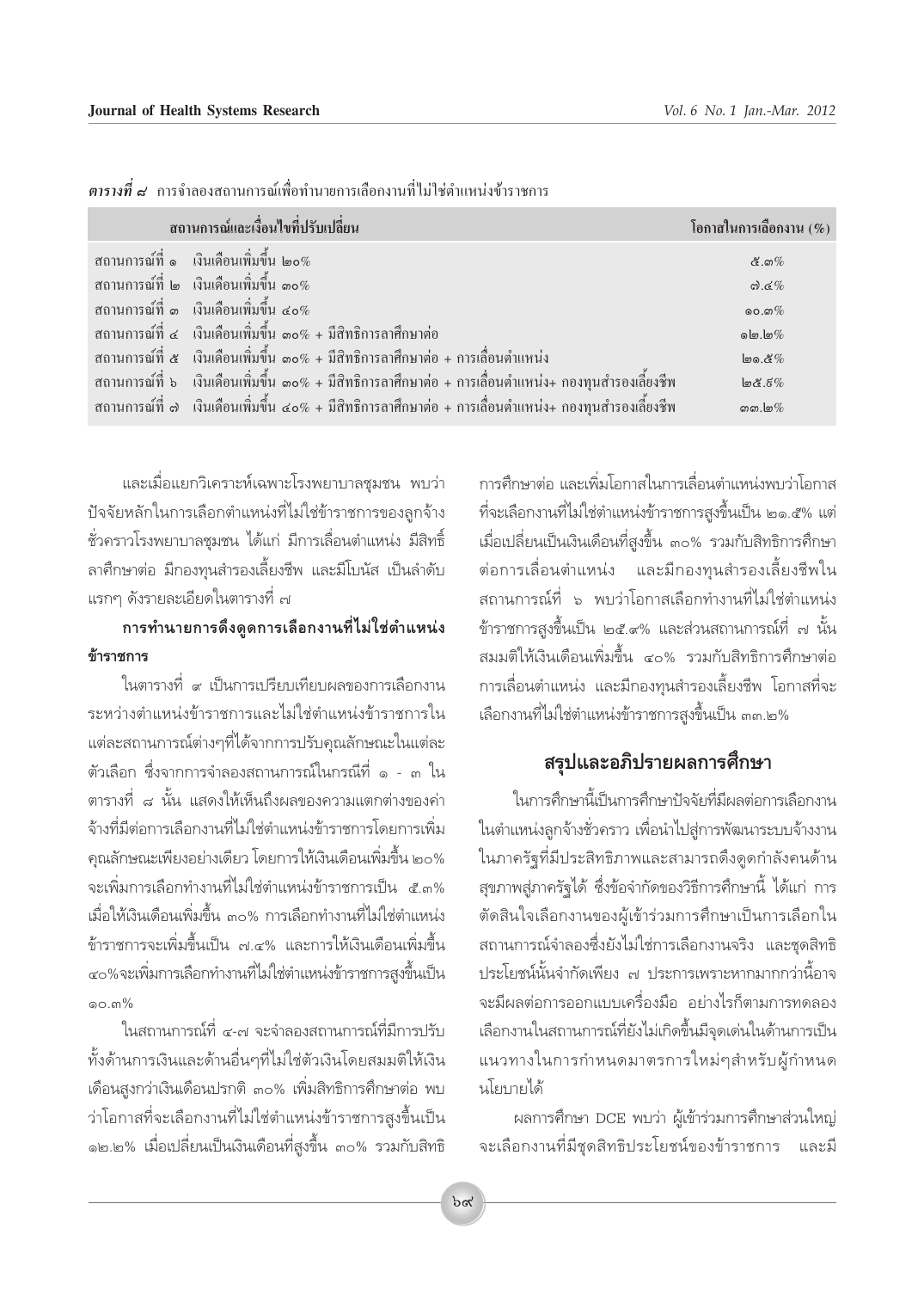***ตารางที่ ๘*** การจำลองสถานการณ์เพื่อทำนายการเลือกงานที่ไม่ใช่ตำแหน่งข้าราชการ

| สถานการณ์และเงื่อนไขที่ปรับเปลี่ยน | โอกาสในการเลือกงาน (%) |
|---|---|
| สถานการณ์ที่ ๑ เงินเดือนเพิ่มขึ้น ๒๐% | ๕.๓% |
| สถานการณ์ที่ ๒ เงินเดือนเพิ่มขึ้น ๓๐% | ๗.๔% |
| สถานการณ์ที่ ๓ เงินเดือนเพิ่มขึ้น ๔๐% | ๑๐.๓% |
| สถานการณ์ที่ ๔ เงินเดือนเพิ่มขึ้น ๓๐% + มีสิทธิการลาศึกษาต่อ | ๑๒.๒% |
| สถานการณ์ที่ ๕ เงินเดือนเพิ่มขึ้น ๓๐% + มีสิทธิการลาศึกษาต่อ + การเลื่อนตำแหน่ง | ๒๑.๕% |
| สถานการณ์ที่ ๖ เงินเดือนเพิ่มขึ้น ๓๐% + มีสิทธิการลาศึกษาต่อ + การเลื่อนตำแหน่ง+ กองทุนสำรองเลี้ยงชีพ | ๒๕.๘% |
| สถานการณ์ที่ ๗ เงินเดือนเพิ่มขึ้น ๔๐% + มีสิทธิการลาศึกษาต่อ + การเลื่อนตำแหน่ง+ กองทุนสำรองเลี้ยงชีพ | ๓๓.๒% |

และเมื่อแยกวิเคราะห์เฉพาะโรงพยาบาลชุมชน พบว่าปัจจัยหลักในการเลือกตำแหน่งที่ไม่ใช่ข้าราชการของลูกจ้างชั่วคราวโรงพยาบาลชุมชน ได้แก่ มีการเลื่อนตำแหน่ง มีสิทธิ์ลาศึกษาต่อ มีกองทุนสำรองเลี้ยงชีพ และมีโบนัส เป็นลำดับแรกๆ ดังรายละเอียดในตารางที่ ๗

### การทำนายการดึงดูดการเลือกงานที่ไม่ใช่ตำแหน่งข้าราชการ

ในตารางที่ ๙ เป็นการเปรียบเทียบผลของการเลือกงานระหว่างตำแหน่งข้าราชการและไม่ใช่ตำแหน่งข้าราชการในแต่ละสถานการณ์ต่างๆที่ได้จากการปรับคุณลักษณะในแต่ละตัวเลือก ซึ่งจากการจำลองสถานการณ์ในกรณีที่ ๑ - ๓ ในตารางที่ ๘ นั้น แสดงให้เห็นถึงผลของความแตกต่างของค่าจ้างที่มีต่อการเลือกงานที่ไม่ใช่ตำแหน่งข้าราชการโดยการเพิ่มคุณลักษณะเพียงอย่างเดียว โดยการให้เงินเดือนเพิ่มขึ้น ๒๐% จะเพิ่มการเลือกทำงานที่ไม่ใช่ตำแหน่งข้าราชการเป็น ๕.๓% เมื่อให้เงินเดือนเพิ่มขึ้น ๓๐% การเลือกทำงานที่ไม่ใช่ตำแหน่งข้าราชการจะเพิ่มขึ้นเป็น ๗.๔% และการให้เงินเดือนเพิ่มขึ้น ๔๐%จะเพิ่มการเลือกทำงานที่ไม่ใช่ตำแหน่งข้าราชการสูงขึ้นเป็น ๑๐.๓%

ในสถานการณ์ที่ ๔-๗ จะจำลองสถานการณ์ที่มีการปรับทั้งด้านการเงินและด้านอื่นๆที่ไม่ใช่ตัวเงินโดยสมมติให้เงินเดือนสูงกว่าเงินเดือนปรกติ ๓๐% เพิ่มสิทธิการศึกษาต่อ พบว่าโอกาสที่จะเลือกงานที่ไม่ใช่ตำแหน่งข้าราชการสูงขึ้นเป็น ๑๒.๒% เมื่อเปลี่ยนเป็นเงินเดือนที่สูงขึ้น ๓๐% รวมกับสิทธิการศึกษาต่อ และเพิ่มโอกาสในการเลื่อนตำแหน่งพบว่าโอกาสที่จะเลือกงานที่ไม่ใช่ตำแหน่งข้าราชการสูงขึ้นเป็น ๒๑.๕% แต่เมื่อเปลี่ยนเป็นเงินเดือนที่สูงขึ้น ๓๐% รวมกับสิทธิการศึกษาต่อการเลื่อนตำแหน่ง และมีกองทุนสำรองเลี้ยงชีพในสถานการณ์ที่ ๖ พบว่าโอกาสเลือกทำงานที่ไม่ใช่ตำแหน่งข้าราชการสูงขึ้นเป็น ๒๕.๙% และส่วนสถานการณ์ที่ ๗ นั้น สมมติให้เงินเดือนเพิ่มขึ้น ๔๐% รวมกับสิทธิการศึกษาต่อ การเลื่อนตำแหน่ง และมีกองทุนสำรองเลี้ยงชีพ โอกาสที่จะเลือกงานที่ไม่ใช่ตำแหน่งข้าราชการสูงขึ้นเป็น ๓๓.๒%

## สรุปและอภิปรายผลการศึกษา

ในการศึกษานี้เป็นการศึกษาปัจจัยที่มีผลต่อการเลือกงานในตำแหน่งลูกจ้างชั่วคราว เพื่อนำไปสู่การพัฒนาระบบจ้างงานในภาครัฐที่มีประสิทธิภาพและสามารถดึงดูดกำลังคนด้านสุขภาพสู่ภาครัฐได้ ซึ่งข้อจำกัดของวิธีการศึกษานี้ ได้แก่ การตัดสินใจเลือกงานของผู้เข้าร่วมการศึกษาเป็นการเลือกในสถานการณ์จำลองซึ่งยังไม่ใช่การเลือกงานจริง และชุดสิทธิประโยชน์นั้นจำกัดเพียง ๗ ประการเพราะหากมากกว่านี้อาจจะมีผลต่อการออกแบบเครื่องมือ อย่างไรก็ตามการทดลองเลือกงานในสถานการณ์ที่ยังไม่เกิดขึ้นมีจุดเด่นในด้านการเป็นแนวทางในการกำหนดมาตรการใหม่ๆสำหรับผู้กำหนดนโยบายได้

ผลการศึกษา DCE พบว่า ผู้เข้าร่วมการศึกษาส่วนใหญ่จะเลือกงานที่มีชุดสิทธิประโยชน์ของข้าราชการ และมี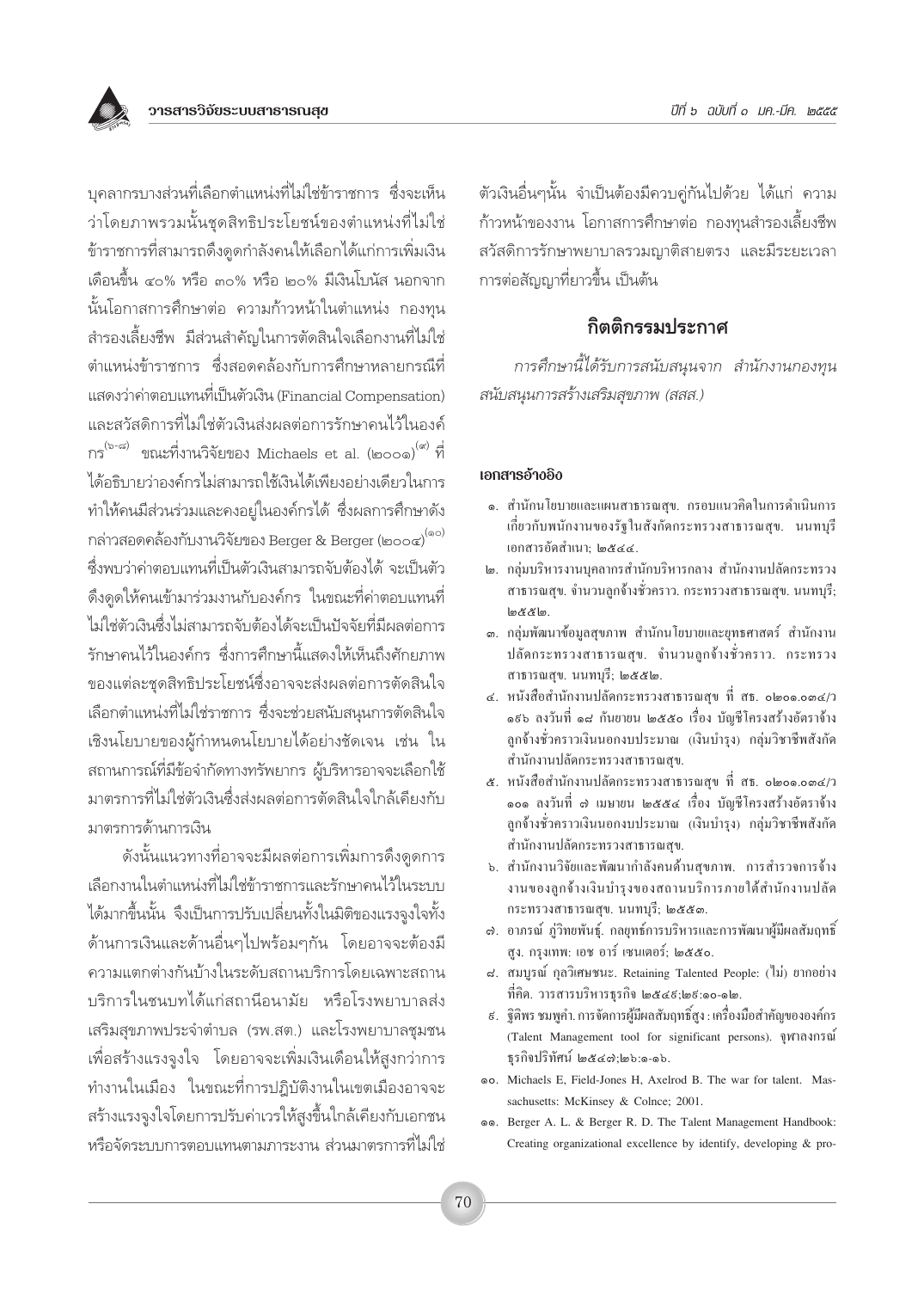บุคลากรบางส่วนที่เลือกตำแหน่งที่ไม่ใช่ข้าราชการ ซึ่งจะเห็นว่าโดยภาพรวมนั้นชุดสิทธิประโยชน์ของตำแหน่งที่ไม่ใช่ข้าราชการที่สามารถดึงดูดกำลังคนให้เลือกได้แก่การเพิ่มเงินเดือนขึ้น ๔๐% หรือ ๓๐% หรือ ๒๐% มีเงินโบนัส นอกจากนั้นโอกาสการศึกษาต่อ ความก้าวหน้าในตำแหน่ง กองทุนสำรองเลี้ยงชีพ มีส่วนสำคัญในการตัดสินใจเลือกงานที่ไม่ใช่ตำแหน่งข้าราชการ ซึ่งสอดคล้องกับการศึกษาหลายกรณีที่แสดงว่าค่าตอบแทนที่เป็นตัวเงิน (Financial Compensation) และสวัสดิการที่ไม่ใช่ตัวเงินส่งผลต่อการรักษาคนไว้ในองค์กร[๖-๘] ขณะที่งานวิจัยของ Michaels et al. (๒๐๐๑)[๙] ที่ได้อธิบายว่าองค์กรไม่สามารถใช้เงินได้เพียงอย่างเดียวในการทำให้คนมีส่วนร่วมและคงอยู่ในองค์กรได้ ซึ่งผลการศึกษาดังกล่าวสอดคล้องกับงานวิจัยของ Berger & Berger (๒๐๐๔)[๑๐] ซึ่งพบว่าค่าตอบแทนที่เป็นตัวเงินสามารถจับต้องได้ จะเป็นตัวดึงดูดให้คนเข้ามาร่วมงานกับองค์กร ในขณะที่ค่าตอบแทนที่ไม่ใช่ตัวเงินซึ่งไม่สามารถจับต้องได้จะเป็นปัจจัยที่มีผลต่อการรักษาคนไว้ในองค์กร ซึ่งการศึกษานี้แสดงให้เห็นถึงศักยภาพของแต่ละชุดสิทธิประโยชน์ซึ่งอาจจะส่งผลต่อการตัดสินใจเลือกตำแหน่งที่ไม่ใช่ราชการ ซึ่งจะช่วยสนับสนุนการตัดสินใจเชิงนโยบายของผู้กำหนดนโยบายได้อย่างชัดเจน เช่น ในสถานการณ์ที่มีข้อจำกัดทางทรัพยากร ผู้บริหารอาจจะเลือกใช้มาตรการที่ไม่ใช่ตัวเงินซึ่งส่งผลต่อการตัดสินใจใกล้เคียงกับมาตรการด้านการเงิน

ดังนั้นแนวทางที่อาจจะมีผลต่อการเพิ่มการดึงดูดการเลือกงานในตำแหน่งที่ไม่ใช่ข้าราชการและรักษาคนไว้ในระบบได้มากขึ้นนั้น จึงเป็นการปรับเปลี่ยนทั้งในมิติของแรงจูงใจทั้งด้านการเงินและด้านอื่นๆไปพร้อมๆกัน โดยอาจจะต้องมีความแตกต่างกันบ้างในระดับสถานบริการโดยเฉพาะสถานบริการในชนบทได้แก่สถานีอนามัย หรือโรงพยาบาลส่งเสริมสุขภาพประจำตำบล (รพ.สต.) และโรงพยาบาลชุมชน เพื่อสร้างแรงจูงใจ โดยอาจจะเพิ่มเงินเดือนให้สูงกว่าการทำงานในเมือง ในขณะที่การปฏิบัติงานในเขตเมืองอาจจะสร้างแรงจูงใจโดยการปรับค่าเวรให้สูงขึ้นใกล้เคียงกับเอกชน หรือจัดระบบการตอบแทนตามภาระงาน ส่วนมาตรการที่ไม่ใช่ตัวเงินอื่นๆนั้น จำเป็นต้องมีควบคู่กันไปด้วย ได้แก่ ความก้าวหน้าของงาน โอกาสการศึกษาต่อ กองทุนสำรองเลี้ยงชีพ สวัสดิการรักษาพยาบาลรวมญาติสายตรง และมีระยะเวลาการต่อสัญญาที่ยาวขึ้น เป็นต้น

## กิตติกรรมประกาศ

*การศึกษานี้ได้รับการสนับสนุนจาก สำนักงานกองทุนสนับสนุนการสร้างเสริมสุขภาพ (สสส.)*

### เอกสารอ้างอิง

๑. สำนักนโยบายและแผนสาธารณสุข. กรอบแนวคิดในการดำเนินการเกี่ยวกับพนักงานของรัฐในสังกัดกระทรวงสาธารณสุข. นนทบุรี เอกสารอัดสำเนา; ๒๕๔๔.

๒. กลุ่มบริหารงานบุคลากรสำนักบริหารกลาง สำนักงานปลัดกระทรวงสาธารณสุข. จำนวนลูกจ้างชั่วคราว. กระทรวงสาธารณสุข. นนทบุรี; ๒๕๕๒.

๓. กลุ่มพัฒนาข้อมูลสุขภาพ สำนักนโยบายและยุทธศาสตร์ สำนักงานปลัดกระทรวงสาธารณสุข. จำนวนลูกจ้างชั่วคราว. กระทรวงสาธารณสุข. นนทบุรี; ๒๕๕๒.

๔. หนังสือสำนักงานปลัดกระทรวงสาธารณสุข ที่ สธ. ๐๒๐๑.๐๓๔/ว ๑๘๖ ลงวันที่ ๑๘ กันยายน ๒๕๕๐ เรื่อง บัญชีโครงสร้างอัตราจ้างลูกจ้างชั่วคราวเงินนอกงบประมาณ (เงินบำรุง) กลุ่มวิชาชีพสังกัดสำนักงานปลัดกระทรวงสาธารณสุข.

๕. หนังสือสำนักงานปลัดกระทรวงสาธารณสุข ที่ สธ. ๐๒๐๑.๐๓๔/ว ๑๐๐ ลงวันที่ ๗ เมษายน ๒๕๕๔ เรื่อง บัญชีโครงสร้างอัตราจ้างลูกจ้างชั่วคราวเงินนอกงบประมาณ (เงินบำรุง) กลุ่มวิชาชีพสังกัดสำนักงานปลัดกระทรวงสาธารณสุข.

๖. สำนักงานวิจัยและพัฒนากำลังคนด้านสุขภาพ. การสำรวจการจ้างงานของลูกจ้างเงินบำรุงของสถานบริการภายใต้สำนักงานปลัดกระทรวงสาธารณสุข. นนทบุรี; ๒๕๕๓.

๗. อาภรณ์ ภู่วิทยพันธุ์. กลยุทธ์การบริหารและการพัฒนาผู้มีผลสัมฤทธิ์สูง. กรุงเทพ: เอช อาร์ เซนเตอร์; ๒๕๕๐.

๘. สมบูรณ์ กุลวิเศษชนะ. Retaining Talented People: (ไม่) ยากอย่างที่คิด. วารสารบริหารธุรกิจ ๒๕๔๙;๒๙:๑๐-๑๒.

๙. ฐิติพร ชมพูคำ. การจัดการผู้มีผลสัมฤทธิ์สูง : เครื่องมือสำคัญขององค์กร (Talent Management tool for significant persons). จุฬาลงกรณ์ธุรกิจปริทัศน์ ๒๕๔๗;๒๖:๑-๑๖.

๑๐. Michaels E, Field-Jones H, Axelrod B. The war for talent. Massachusetts: McKinsey & Colnce; 2001.

๑๑. Berger A. L. & Berger R. D. The Talent Management Handbook: Creating organizational excellence by identify, developing & pro-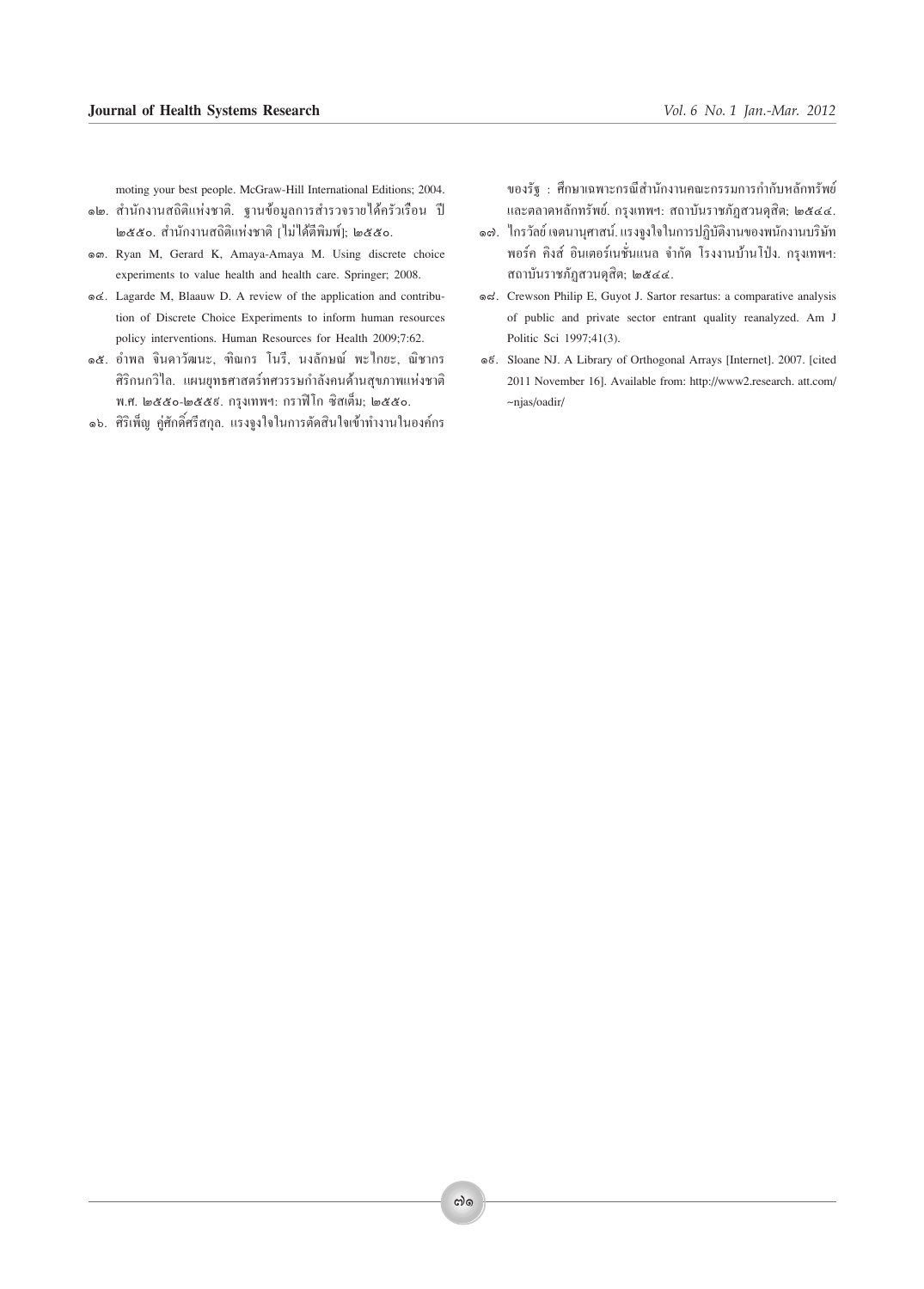moting your best people. McGraw-Hill International Editions; 2004.

๑๒. สำนักงานสถิติแห่งชาติ. ฐานข้อมูลการสำรวจรายได้ครัวเรือน ปี ๒๕๕๐. สำนักงานสถิติแห่งชาติ [ไม่ได้ตีพิมพ์]; ๒๕๕๐.

๑๓. Ryan M, Gerard K, Amaya-Amaya M. Using discrete choice experiments to value health and health care. Springer; 2008.

๑๔. Lagarde M, Blaauw D. A review of the application and contribution of Discrete Choice Experiments to inform human resources policy interventions. Human Resources for Health 2009;7:62.

๑๕. อำพล จินดาวัฒนะ, ฑิณกร โนรี, นงลักษณ์ พะไกยะ, ณิชากร ศิริกนกวิไล. แผนยุทธศาสตร์ทศวรรษกำลังคนด้านสุขภาพแห่งชาติ พ.ศ. ๒๕๕๐-๒๕๕๙. กรุงเทพฯ: กราฟิโก ซิสเต็ม; ๒๕๕๐.

๑๖. ศิริเพ็ญ คู่ศักดิ์ศรีสกุล. แรงจูงใจในการตัดสินใจเข้าทำงานในองค์กรของรัฐ : ศึกษาเฉพาะกรณีสำนักงานคณะกรรมการกำกับหลักทรัพย์และตลาดหลักทรัพย์. กรุงเทพฯ: สถาบันราชภัฏสวนดุสิต; ๒๕๔๔.

๑๗. ไกรวัลย์ เจตนานุศาสน์. แรงจูงใจในการปฏิบัติงานของพนักงานบริษัท พอร์ค คิงส์ อินเตอร์เนชั่นแนล จำกัด โรงงานบ้านโป่ง. กรุงเทพฯ: สถาบันราชภัฏสวนดุสิต; ๒๕๔๔.

๑๘. Crewson Philip E, Guyot J. Sartor resartus: a comparative analysis of public and private sector entrant quality reanalyzed. Am J Politic Sci 1997;41(3).

๑๙. Sloane NJ. A Library of Orthogonal Arrays [Internet]. 2007. [cited 2011 November 16]. Available from: http://www2.research. att.com/~njas/oadir/